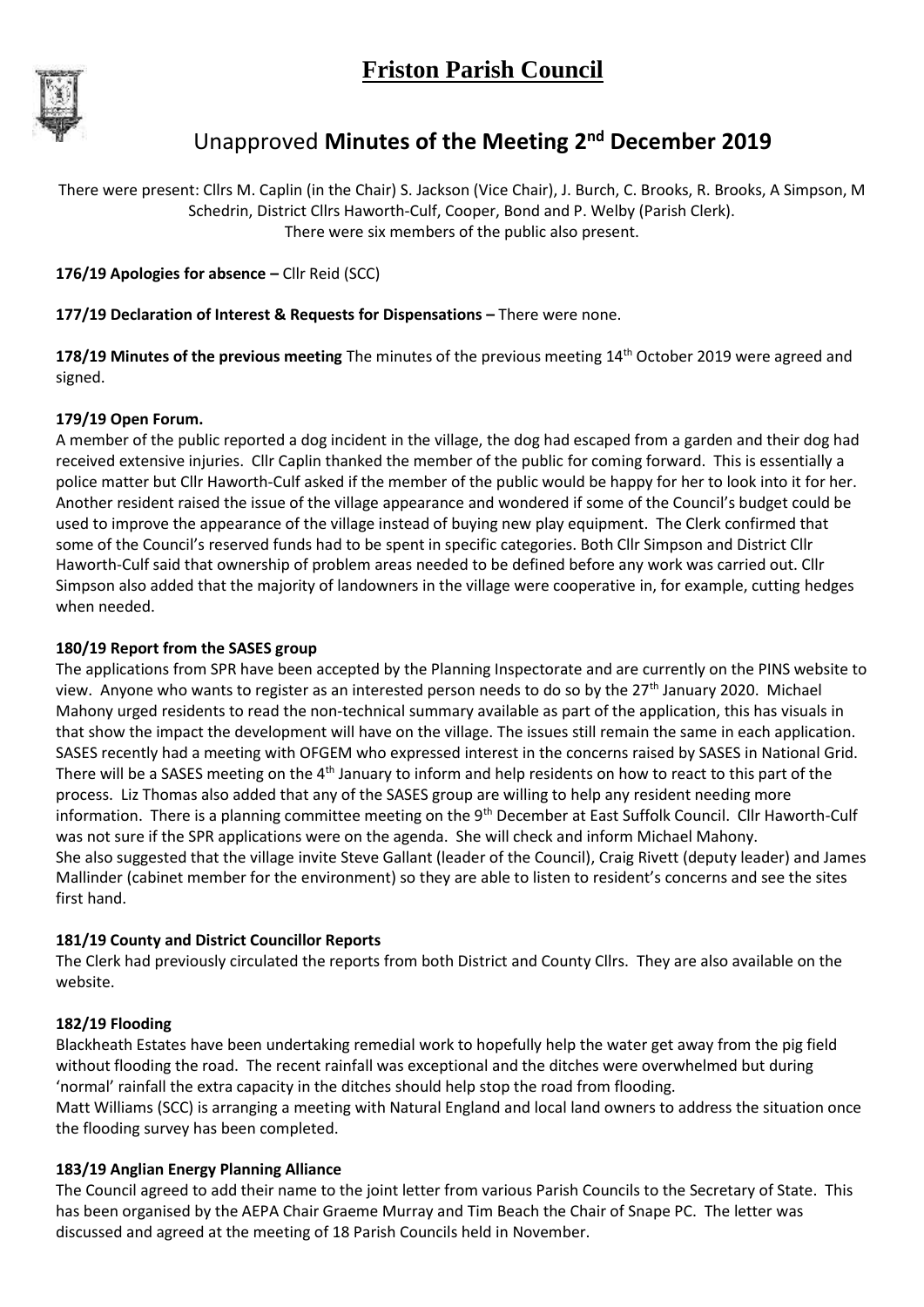# Friston Parish Council

## Unapproved **Minutes of the Meeting 2nd December 2019**

There were present: Cllrs M. Caplin (in the Chair) S. Jackson (Vice Chair), J. Burch, C. Brooks, R. Brooks, A Simpson, M Schedrin, District Cllrs Haworth-Culf, Cooper, Bond and P. Welby (Parish Clerk).
There were six members of the public also present.

**176/19 Apologies for absence –** Cllr Reid (SCC)

**177/19 Declaration of Interest & Requests for Dispensations –** There were none.

**178/19 Minutes of the previous meeting** The minutes of the previous meeting 14th October 2019 were agreed and signed.

**179/19 Open Forum.**

A member of the public reported a dog incident in the village, the dog had escaped from a garden and their dog had received extensive injuries. Cllr Caplin thanked the member of the public for coming forward. This is essentially a police matter but Cllr Haworth-Culf asked if the member of the public would be happy for her to look into it for her. Another resident raised the issue of the village appearance and wondered if some of the Council's budget could be used to improve the appearance of the village instead of buying new play equipment. The Clerk confirmed that some of the Council's reserved funds had to be spent in specific categories. Both Cllr Simpson and District Cllr Haworth-Culf said that ownership of problem areas needed to be defined before any work was carried out. Cllr Simpson also added that the majority of landowners in the village were cooperative in, for example, cutting hedges when needed.

**180/19 Report from the SASES group**

The applications from SPR have been accepted by the Planning Inspectorate and are currently on the PINS website to view. Anyone who wants to register as an interested person needs to do so by the 27th January 2020. Michael Mahony urged residents to read the non-technical summary available as part of the application, this has visuals in that show the impact the development will have on the village. The issues still remain the same in each application. SASES recently had a meeting with OFGEM who expressed interest in the concerns raised by SASES in National Grid. There will be a SASES meeting on the 4th January to inform and help residents on how to react to this part of the process. Liz Thomas also added that any of the SASES group are willing to help any resident needing more information. There is a planning committee meeting on the 9th December at East Suffolk Council. Cllr Haworth-Culf was not sure if the SPR applications were on the agenda. She will check and inform Michael Mahony.
She also suggested that the village invite Steve Gallant (leader of the Council), Craig Rivett (deputy leader) and James Mallinder (cabinet member for the environment) so they are able to listen to resident's concerns and see the sites first hand.

**181/19 County and District Councillor Reports**

The Clerk had previously circulated the reports from both District and County Cllrs. They are also available on the website.

**182/19 Flooding**

Blackheath Estates have been undertaking remedial work to hopefully help the water get away from the pig field without flooding the road. The recent rainfall was exceptional and the ditches were overwhelmed but during 'normal' rainfall the extra capacity in the ditches should help stop the road from flooding.
Matt Williams (SCC) is arranging a meeting with Natural England and local land owners to address the situation once the flooding survey has been completed.

**183/19 Anglian Energy Planning Alliance**

The Council agreed to add their name to the joint letter from various Parish Councils to the Secretary of State. This has been organised by the AEPA Chair Graeme Murray and Tim Beach the Chair of Snape PC. The letter was discussed and agreed at the meeting of 18 Parish Councils held in November.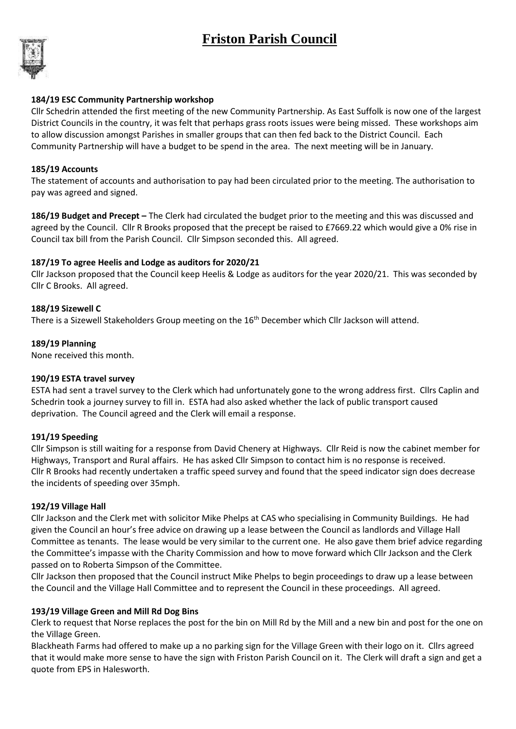# Friston Parish Council

**184/19 ESC Community Partnership workshop**

Cllr Schedrin attended the first meeting of the new Community Partnership. As East Suffolk is now one of the largest District Councils in the country, it was felt that perhaps grass roots issues were being missed. These workshops aim to allow discussion amongst Parishes in smaller groups that can then fed back to the District Council. Each Community Partnership will have a budget to be spend in the area. The next meeting will be in January.

**185/19 Accounts**

The statement of accounts and authorisation to pay had been circulated prior to the meeting. The authorisation to pay was agreed and signed.

**186/19 Budget and Precept –** The Clerk had circulated the budget prior to the meeting and this was discussed and agreed by the Council. Cllr R Brooks proposed that the precept be raised to £7669.22 which would give a 0% rise in Council tax bill from the Parish Council. Cllr Simpson seconded this. All agreed.

**187/19 To agree Heelis and Lodge as auditors for 2020/21**

Cllr Jackson proposed that the Council keep Heelis & Lodge as auditors for the year 2020/21. This was seconded by Cllr C Brooks. All agreed.

**188/19 Sizewell C**

There is a Sizewell Stakeholders Group meeting on the 16th December which Cllr Jackson will attend.

**189/19 Planning**

None received this month.

**190/19 ESTA travel survey**

ESTA had sent a travel survey to the Clerk which had unfortunately gone to the wrong address first. Cllrs Caplin and Schedrin took a journey survey to fill in. ESTA had also asked whether the lack of public transport caused deprivation. The Council agreed and the Clerk will email a response.

**191/19 Speeding**

Cllr Simpson is still waiting for a response from David Chenery at Highways. Cllr Reid is now the cabinet member for Highways, Transport and Rural affairs. He has asked Cllr Simpson to contact him is no response is received.
Cllr R Brooks had recently undertaken a traffic speed survey and found that the speed indicator sign does decrease the incidents of speeding over 35mph.

**192/19 Village Hall**

Cllr Jackson and the Clerk met with solicitor Mike Phelps at CAS who specialising in Community Buildings. He had given the Council an hour's free advice on drawing up a lease between the Council as landlords and Village Hall Committee as tenants. The lease would be very similar to the current one. He also gave them brief advice regarding the Committee's impasse with the Charity Commission and how to move forward which Cllr Jackson and the Clerk passed on to Roberta Simpson of the Committee.
Cllr Jackson then proposed that the Council instruct Mike Phelps to begin proceedings to draw up a lease between the Council and the Village Hall Committee and to represent the Council in these proceedings. All agreed.

**193/19 Village Green and Mill Rd Dog Bins**

Clerk to request that Norse replaces the post for the bin on Mill Rd by the Mill and a new bin and post for the one on the Village Green.
Blackheath Farms had offered to make up a no parking sign for the Village Green with their logo on it. Cllrs agreed that it would make more sense to have the sign with Friston Parish Council on it. The Clerk will draft a sign and get a quote from EPS in Halesworth.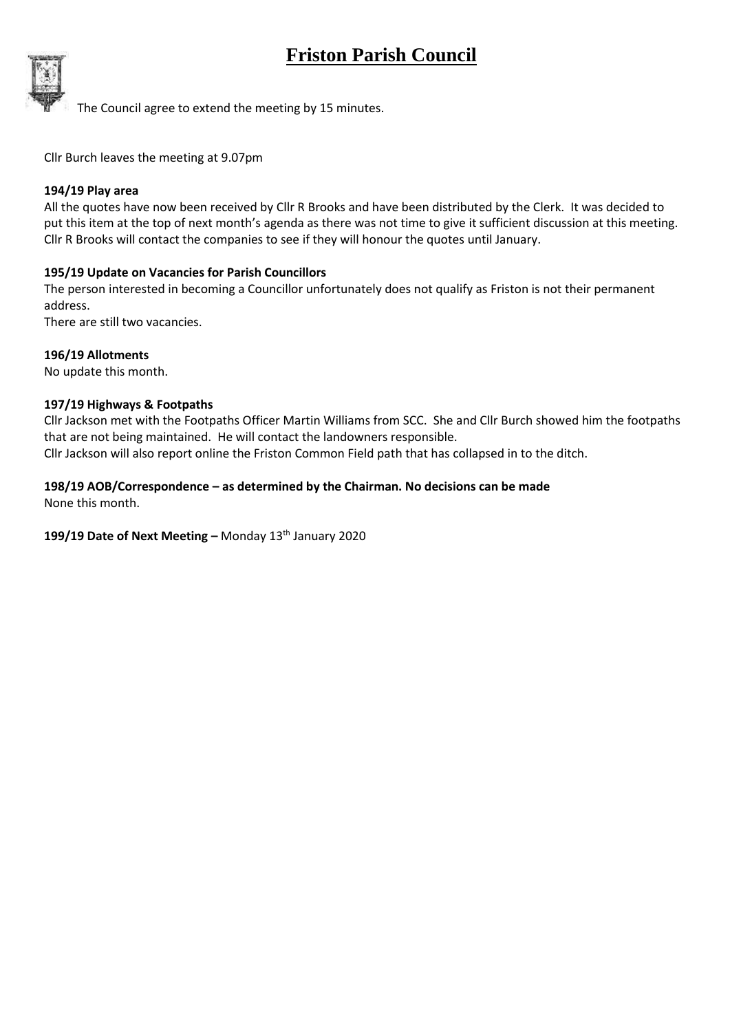The Council agree to extend the meeting by 15 minutes.

Cllr Burch leaves the meeting at 9.07pm

**194/19 Play area**

All the quotes have now been received by Cllr R Brooks and have been distributed by the Clerk. It was decided to put this item at the top of next month's agenda as there was not time to give it sufficient discussion at this meeting. Cllr R Brooks will contact the companies to see if they will honour the quotes until January.

**195/19 Update on Vacancies for Parish Councillors**

The person interested in becoming a Councillor unfortunately does not qualify as Friston is not their permanent address.

There are still two vacancies.

**196/19 Allotments**

No update this month.

**197/19 Highways & Footpaths**

Cllr Jackson met with the Footpaths Officer Martin Williams from SCC. She and Cllr Burch showed him the footpaths that are not being maintained. He will contact the landowners responsible.

Cllr Jackson will also report online the Friston Common Field path that has collapsed in to the ditch.

**198/19 AOB/Correspondence – as determined by the Chairman. No decisions can be made**

None this month.

**199/19 Date of Next Meeting –** Monday 13th January 2020